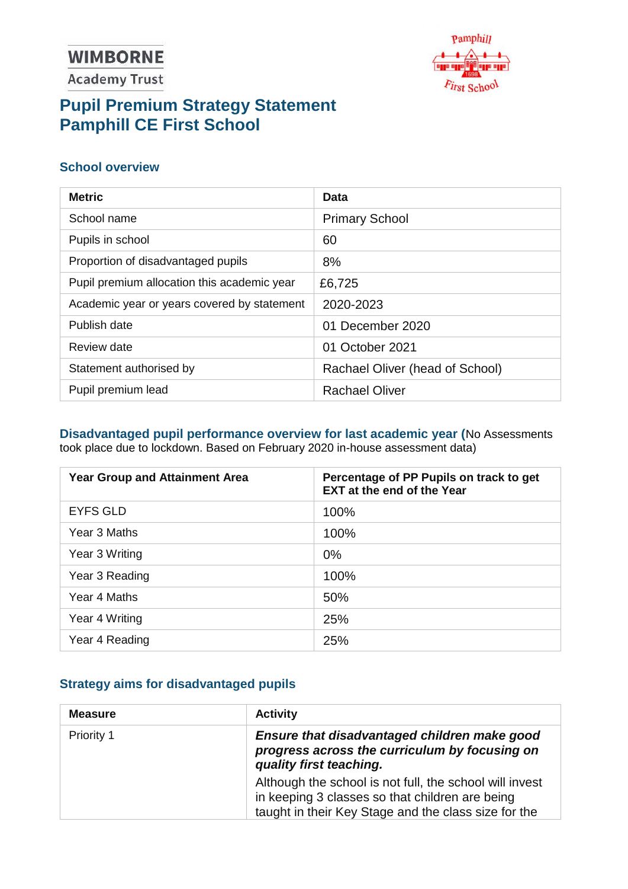WIMBORNE
Academy Trust

Pamphill First School

# Pupil Premium Strategy Statement
# Pamphill CE First School

## School overview

| Metric | Data |
|---|---|
| School name | Primary School |
| Pupils in school | 60 |
| Proportion of disadvantaged pupils | 8% |
| Pupil premium allocation this academic year | £6,725 |
| Academic year or years covered by statement | 2020-2023 |
| Publish date | 01 December 2020 |
| Review date | 01 October 2021 |
| Statement authorised by | Rachael Oliver (head of School) |
| Pupil premium lead | Rachael Oliver |

## Disadvantaged pupil performance overview for last academic year (No Assessments took place due to lockdown. Based on February 2020 in-house assessment data)

| Year Group and Attainment Area | Percentage of PP Pupils on track to get EXT at the end of the Year |
|---|---|
| EYFS GLD | 100% |
| Year 3 Maths | 100% |
| Year 3 Writing | 0% |
| Year 3 Reading | 100% |
| Year 4 Maths | 50% |
| Year 4 Writing | 25% |
| Year 4 Reading | 25% |

## Strategy aims for disadvantaged pupils

| Measure | Activity |
|---|---|
| Priority 1 | ***Ensure that disadvantaged children make good progress across the curriculum by focusing on quality first teaching.*** Although the school is not full, the school will invest in keeping 3 classes so that children are being taught in their Key Stage and the class size for the |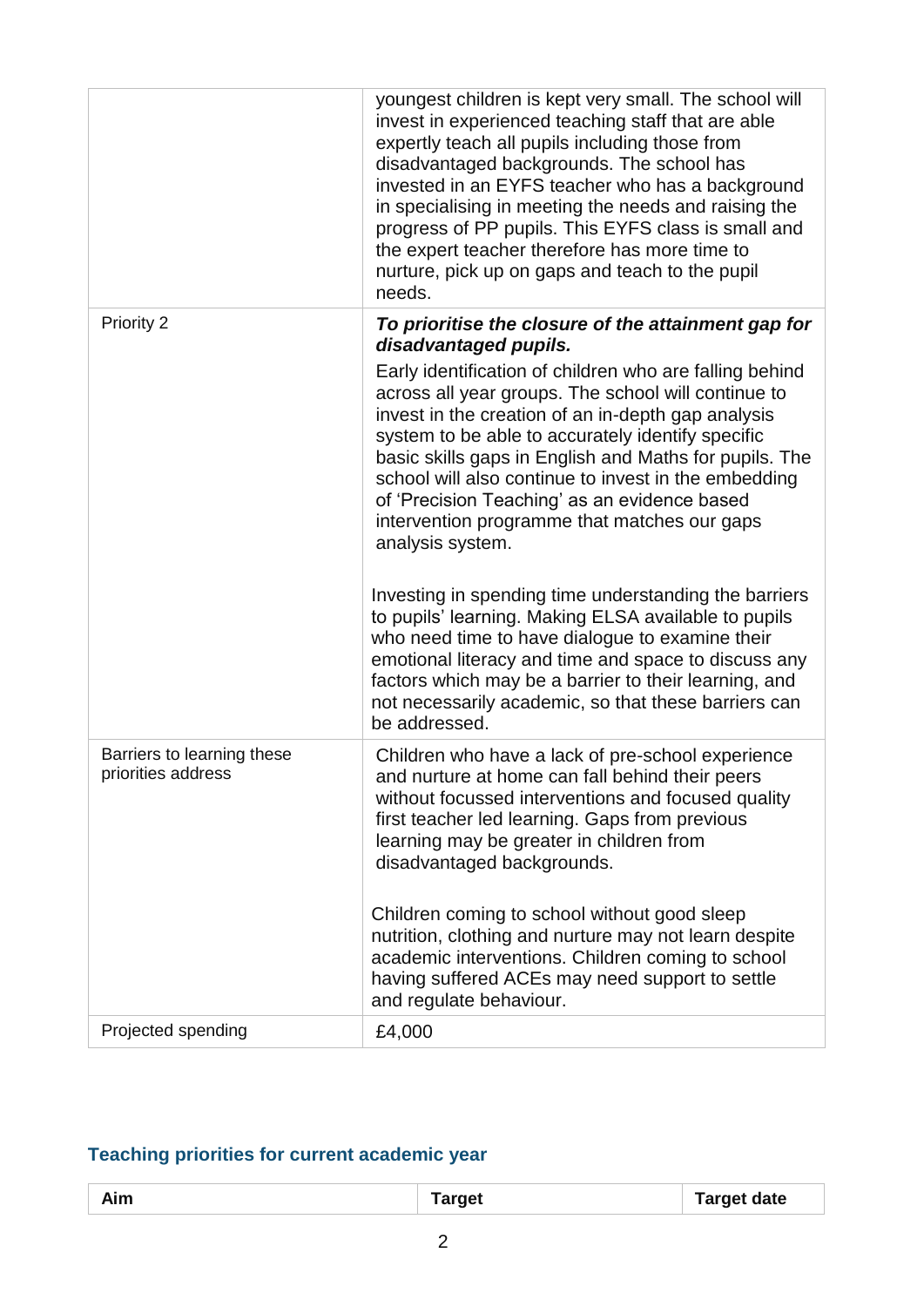| | |
|---|---|
| | youngest children is kept very small. The school will invest in experienced teaching staff that are able expertly teach all pupils including those from disadvantaged backgrounds. The school has invested in an EYFS teacher who has a background in specialising in meeting the needs and raising the progress of PP pupils. This EYFS class is small and the expert teacher therefore has more time to nurture, pick up on gaps and teach to the pupil needs. |
| Priority 2 | ***To prioritise the closure of the attainment gap for disadvantaged pupils.*** <br> Early identification of children who are falling behind across all year groups. The school will continue to invest in the creation of an in-depth gap analysis system to be able to accurately identify specific basic skills gaps in English and Maths for pupils. The school will also continue to invest in the embedding of 'Precision Teaching' as an evidence based intervention programme that matches our gaps analysis system. <br><br> Investing in spending time understanding the barriers to pupils' learning. Making ELSA available to pupils who need time to have dialogue to examine their emotional literacy and time and space to discuss any factors which may be a barrier to their learning, and not necessarily academic, so that these barriers can be addressed. |
| Barriers to learning these priorities address | Children who have a lack of pre-school experience and nurture at home can fall behind their peers without focussed interventions and focused quality first teacher led learning. Gaps from previous learning may be greater in children from disadvantaged backgrounds. <br><br> Children coming to school without good sleep nutrition, clothing and nurture may not learn despite academic interventions. Children coming to school having suffered ACEs may need support to settle and regulate behaviour. |
| Projected spending | £4,000 |

## Teaching priorities for current academic year

| Aim | Target | Target date |
|---|---|---|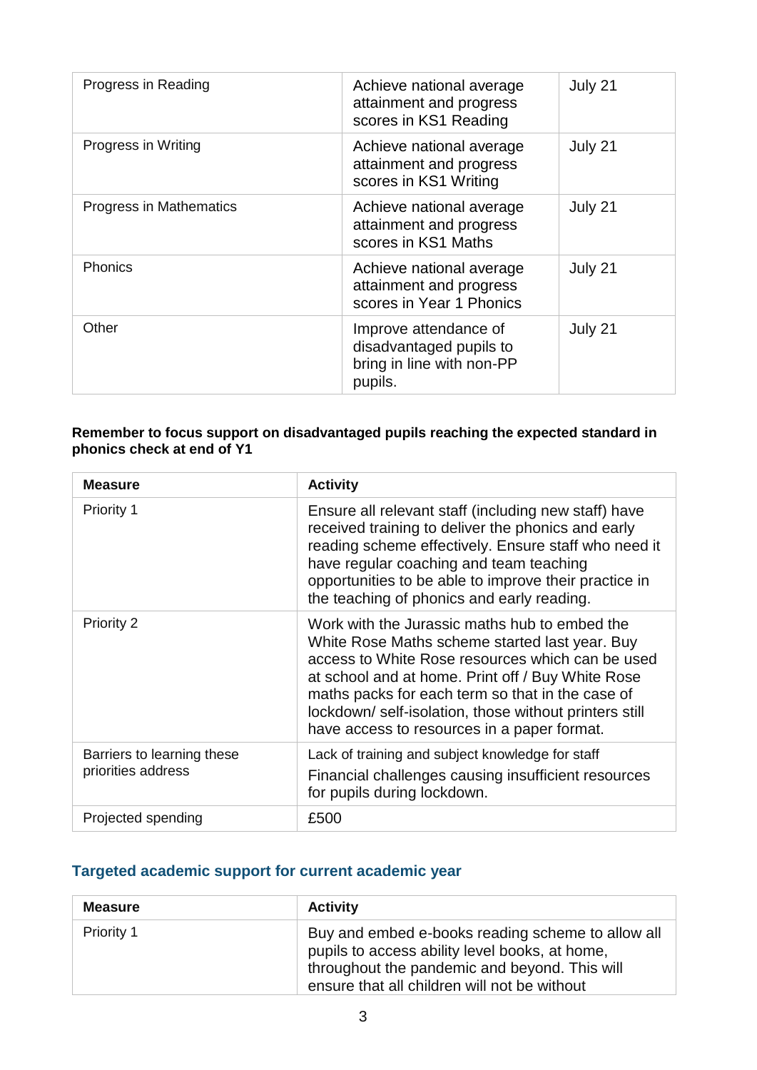| Progress in Reading | Achieve national average attainment and progress scores in KS1 Reading | July 21 |
|---|---|---|
| Progress in Writing | Achieve national average attainment and progress scores in KS1 Writing | July 21 |
| Progress in Mathematics | Achieve national average attainment and progress scores in KS1 Maths | July 21 |
| Phonics | Achieve national average attainment and progress scores in Year 1 Phonics | July 21 |
| Other | Improve attendance of disadvantaged pupils to bring in line with non-PP pupils. | July 21 |

**Remember to focus support on disadvantaged pupils reaching the expected standard in phonics check at end of Y1**

| Measure | Activity |
|---|---|
| Priority 1 | Ensure all relevant staff (including new staff) have received training to deliver the phonics and early reading scheme effectively. Ensure staff who need it have regular coaching and team teaching opportunities to be able to improve their practice in the teaching of phonics and early reading. |
| Priority 2 | Work with the Jurassic maths hub to embed the White Rose Maths scheme started last year. Buy access to White Rose resources which can be used at school and at home. Print off / Buy White Rose maths packs for each term so that in the case of lockdown/ self-isolation, those without printers still have access to resources in a paper format. |
| Barriers to learning these priorities address | Lack of training and subject knowledge for staff<br>Financial challenges causing insufficient resources for pupils during lockdown. |
| Projected spending | £500 |

## Targeted academic support for current academic year

| Measure | Activity |
|---|---|
| Priority 1 | Buy and embed e-books reading scheme to allow all pupils to access ability level books, at home, throughout the pandemic and beyond. This will ensure that all children will not be without |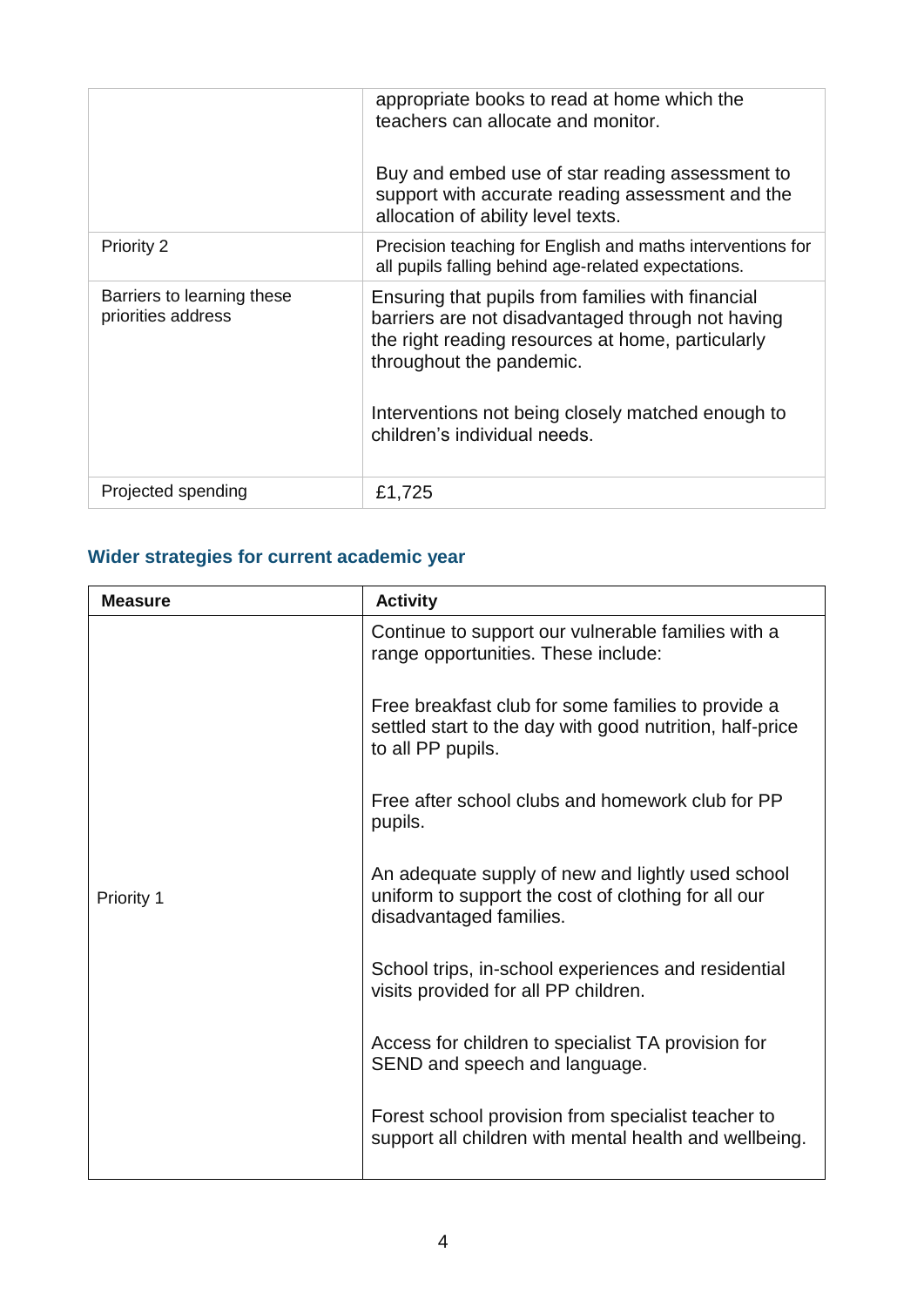| | |
|---|---|
| | appropriate books to read at home which the teachers can allocate and monitor.<br><br>Buy and embed use of star reading assessment to support with accurate reading assessment and the allocation of ability level texts. |
| Priority 2 | Precision teaching for English and maths interventions for all pupils falling behind age-related expectations. |
| Barriers to learning these priorities address | Ensuring that pupils from families with financial barriers are not disadvantaged through not having the right reading resources at home, particularly throughout the pandemic.<br><br>Interventions not being closely matched enough to children's individual needs. |
| Projected spending | £1,725 |

### Wider strategies for current academic year

| Measure | Activity |
|---|---|
| Priority 1 | Continue to support our vulnerable families with a range opportunities. These include:<br><br>Free breakfast club for some families to provide a settled start to the day with good nutrition, half-price to all PP pupils.<br><br>Free after school clubs and homework club for PP pupils.<br><br>An adequate supply of new and lightly used school uniform to support the cost of clothing for all our disadvantaged families.<br><br>School trips, in-school experiences and residential visits provided for all PP children.<br><br>Access for children to specialist TA provision for SEND and speech and language.<br><br>Forest school provision from specialist teacher to support all children with mental health and wellbeing. |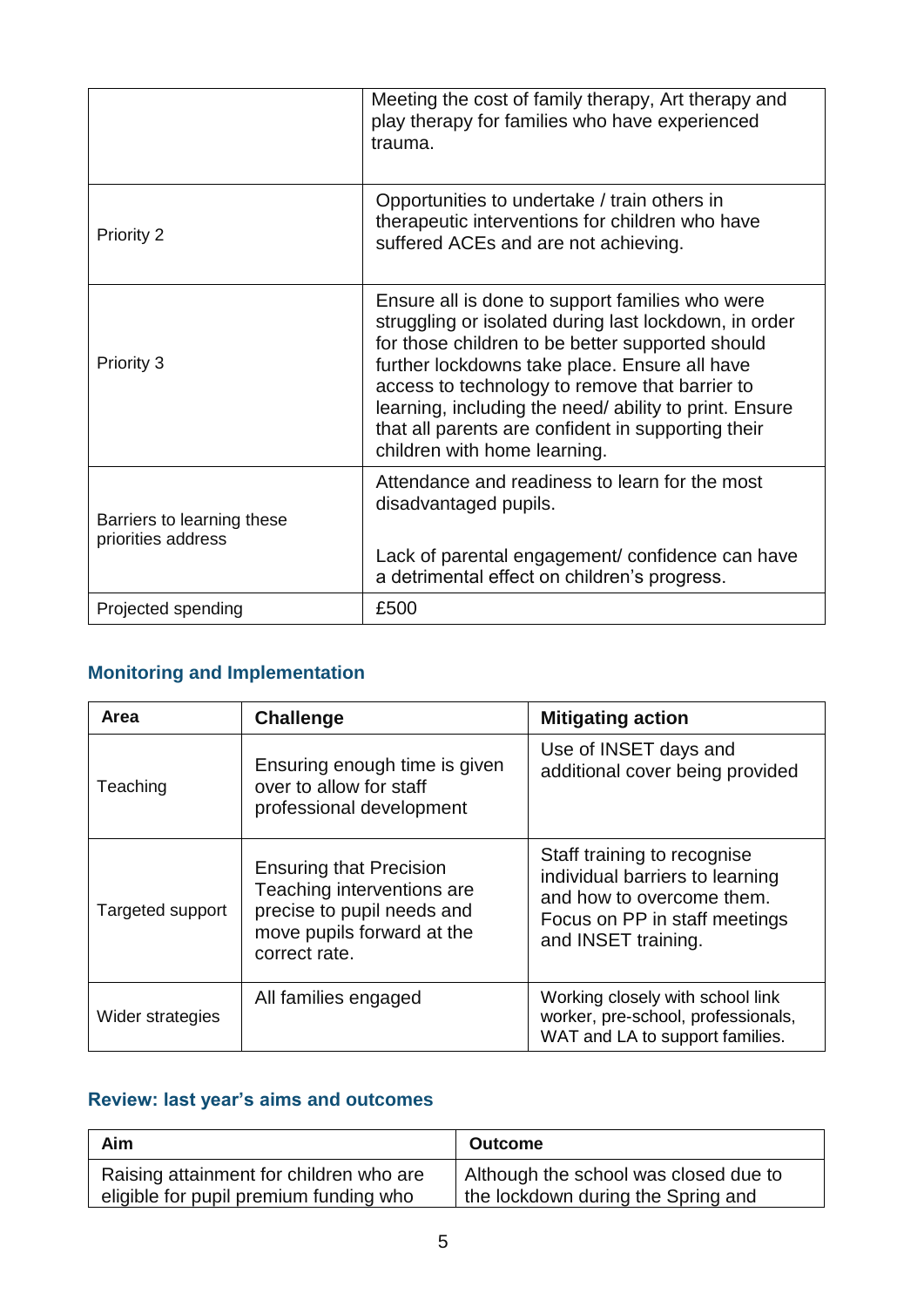|  |  |
| --- | --- |
|  | Meeting the cost of family therapy, Art therapy and play therapy for families who have experienced trauma. |
| Priority 2 | Opportunities to undertake / train others in therapeutic interventions for children who have suffered ACEs and are not achieving. |
| Priority 3 | Ensure all is done to support families who were struggling or isolated during last lockdown, in order for those children to be better supported should further lockdowns take place. Ensure all have access to technology to remove that barrier to learning, including the need/ ability to print. Ensure that all parents are confident in supporting their children with home learning. |
| Barriers to learning these priorities address | Attendance and readiness to learn for the most disadvantaged pupils.<br><br>Lack of parental engagement/ confidence can have a detrimental effect on children's progress. |
| Projected spending | £500 |

## Monitoring and Implementation

| Area | Challenge | Mitigating action |
| --- | --- | --- |
| Teaching | Ensuring enough time is given over to allow for staff professional development | Use of INSET days and additional cover being provided |
| Targeted support | Ensuring that Precision Teaching interventions are precise to pupil needs and move pupils forward at the correct rate. | Staff training to recognise individual barriers to learning and how to overcome them. Focus on PP in staff meetings and INSET training. |
| Wider strategies | All families engaged | Working closely with school link worker, pre-school, professionals, WAT and LA to support families. |

## Review: last year's aims and outcomes

| Aim | Outcome |
| --- | --- |
| Raising attainment for children who are eligible for pupil premium funding who | Although the school was closed due to the lockdown during the Spring and |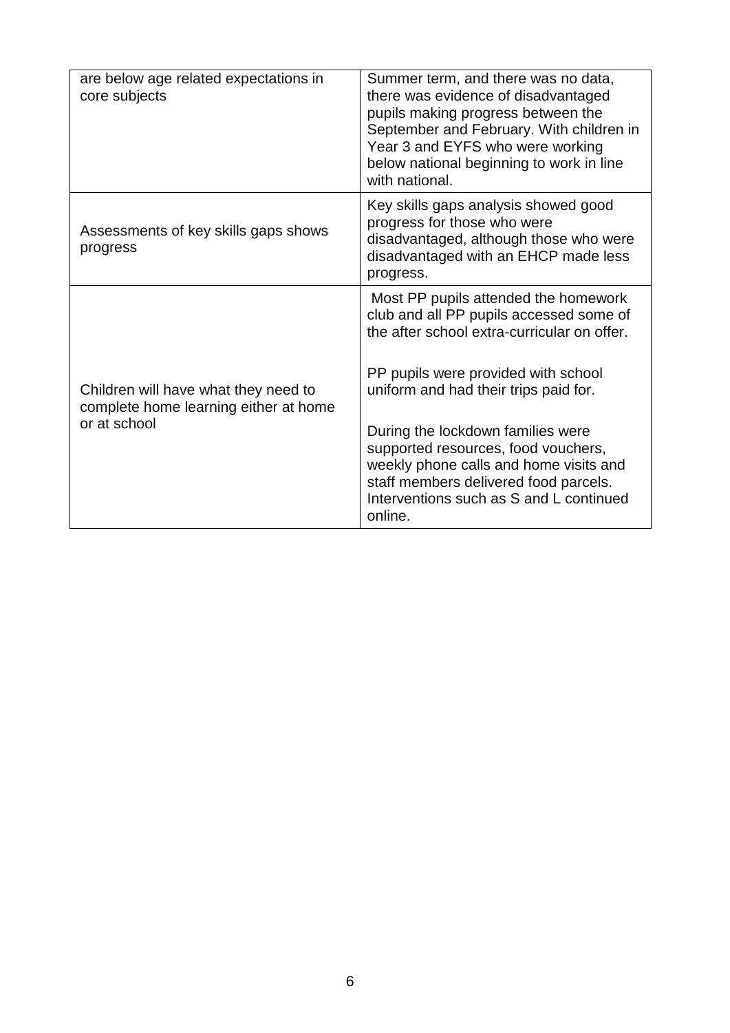| | |
|---|---|
| are below age related expectations in core subjects | Summer term, and there was no data, there was evidence of disadvantaged pupils making progress between the September and February. With children in Year 3 and EYFS who were working below national beginning to work in line with national. |
| Assessments of key skills gaps shows progress | Key skills gaps analysis showed good progress for those who were disadvantaged, although those who were disadvantaged with an EHCP made less progress. |
| Children will have what they need to complete home learning either at home or at school | Most PP pupils attended the homework club and all PP pupils accessed some of the after school extra-curricular on offer.<br><br>PP pupils were provided with school uniform and had their trips paid for.<br><br>During the lockdown families were supported resources, food vouchers, weekly phone calls and home visits and staff members delivered food parcels. Interventions such as S and L continued online. |